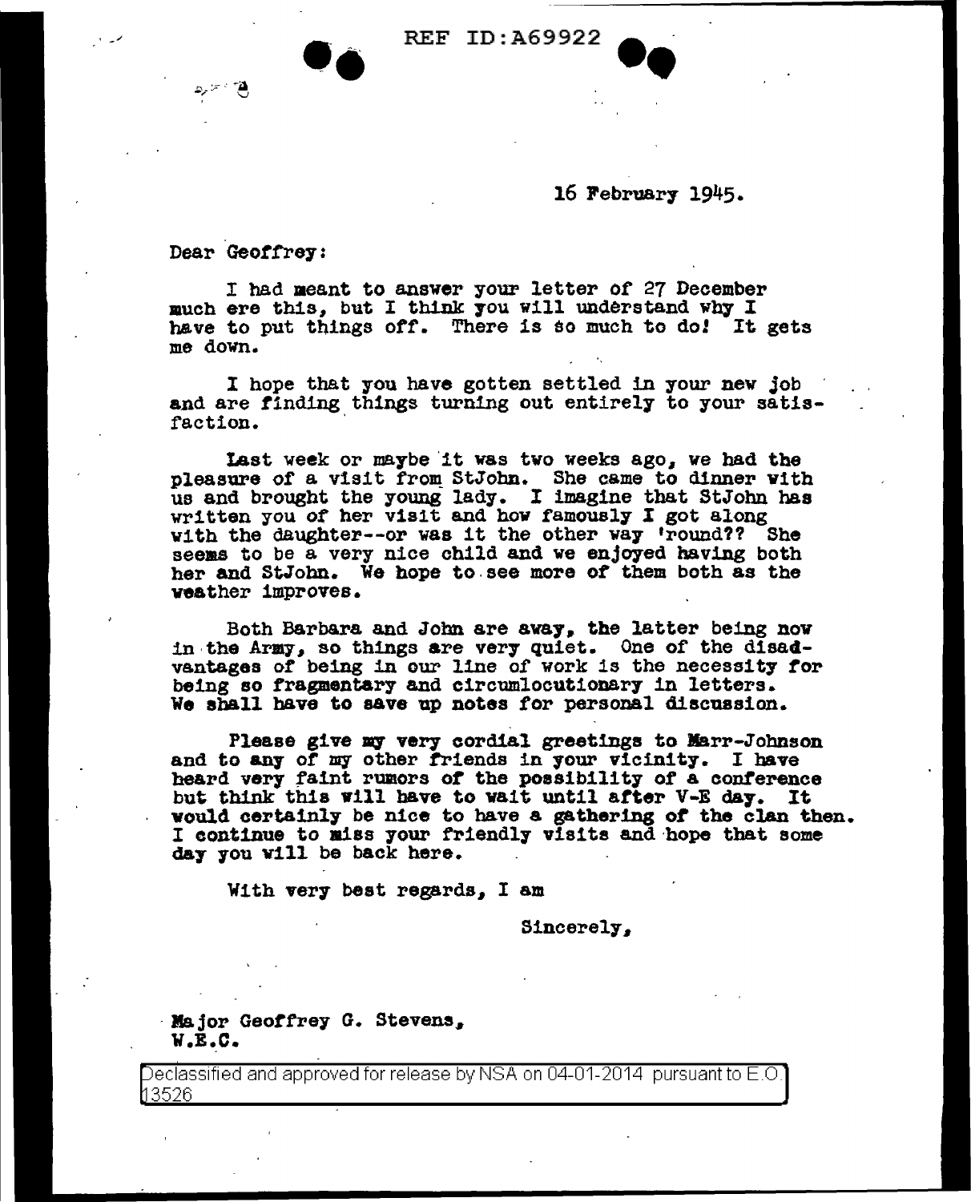16 February 1945.

Dear Geoffrey:

I had meant to answer your letter of 27 December much ere this, but I think you will understand why I have to put things off. There is so much to do! It gets me down.

I hope that you have gotten settled in your new job and are finding things turning out entirely to your satisfaction.

Last week or maybe it was two weeks ago, we had the pleasure of a visit from StJohn. She came to dinner with us and brought the young lady. I imagine that StJohn has written you of her visit and how famously I got along with the daughter--or was it the other way 'round?? She seems to be a very nice child and we enjoyed having both her and StJohn. We hope to see more of them both as the weather improves.

Both Barbara and John are away, the latter being now in the Army, so things are very quiet. One of the disadvantages of being in our line of work is the necessity for being so fragmentary and circumlocutionary in letters. We shall have to save up notes for personal discussion.

Please give my very cordial greetings to Marr-Johnson and to any of my other friends in your vicinity. I have heard very faint rumors of the possibility of a conference but think this will have to wait until after V-E day. It would certainly be nice to have a gathering of the clan then. I continue to miss your friendly visits and hope that some day you will be back here.

With very best regards, I am

Sincerely,

Major Geoffrey G. Stevens,
W.E.C.

Declassified and approved for release by NSA on 04-01-2014 pursuant to E.O. 13526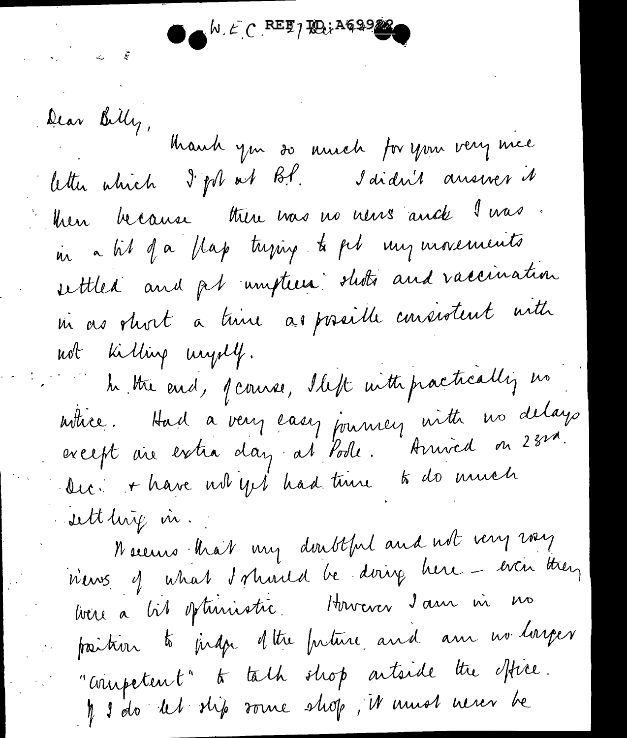W.E.C REF ID:A69922

Dear Billy,

Thank you so much for your very nice letter which I got at B.P. I didn't answer it then because there was no news and I was in a bit of a flap trying to get my movements settled and get umpteen shots and vaccination in as short a time as possible consistent with not killing myself.

In the end, of course, I left with practically no notice. Had a very easy journey with no delays except one extra day at Poole. Arrived on 23rd. Dec. + have not yet had time to do much settling in.

It seems that my doubtful and not very rosy views of what I should be doing here – even they were a bit optimistic. However I am in no position to judge of the future and am no longer "competent" to talk shop outside the office. If I do let slip some shop, it must never be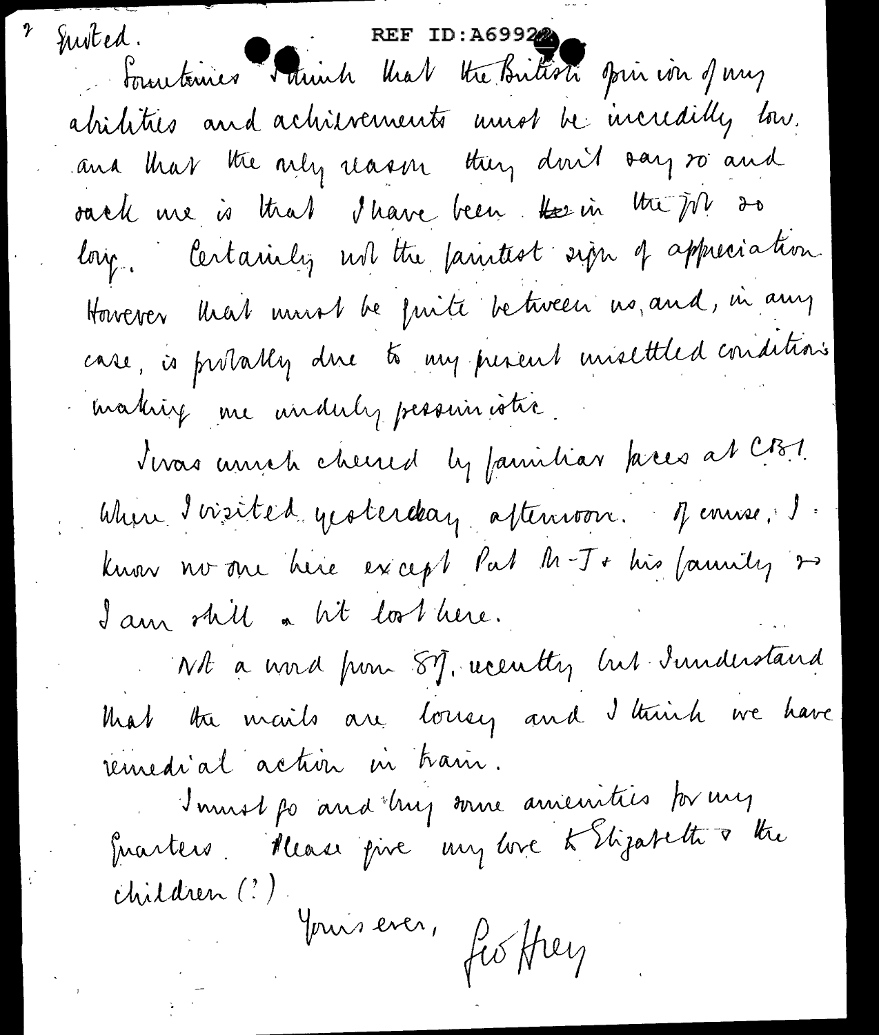? quoted.

Sometimes I think that the British opinion of my abilities and achievements must be incredibly low. and that the only reason they don't say so and sack me is that I have been ~~the~~ in the job so long. Certainly not the faintest sign of appreciation. However that must be quite between us, and, in any case, is probably due to my present unsettled conditions making me unduly pessimistic.

I was much cheered by familiar faces at CBI when I visited yesterday afternoon. Of course, I know no one here except Pat M-T + his family so I am still a bit lost here.

Not a word from SJ. recently but I understand that the mails are lousy and I think we have remedial action in train.

I must go and buy some amenities for my quarters. Please give my love to Elizabeth & the children (?)

Yours ever,
Geoffrey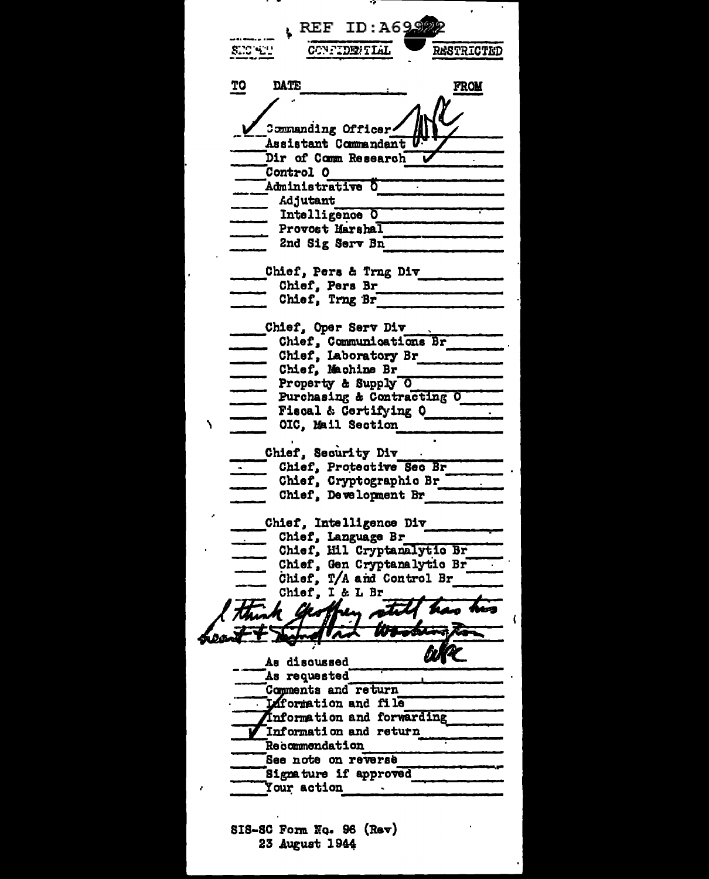REF ID:A69222

SECRET | CONFIDENTIAL | RESTRICTED

| TO | DATE | FROM |
|---|---|---|
| ✓ | Commanding Officer | WFF |
| | Assistant Commandant | ✓ |
| | Dir of Comm Research | ✓ |
| | Control O | |
| | Administrative O | |
| | Adjutant | |
| | Intelligence O | |
| | Provost Marshal | |
| | 2nd Sig Serv Bn | |
| | Chief, Pers & Trng Div | |
| | Chief, Pers Br | |
| | Chief, Trng Br | |
| | Chief, Oper Serv Div | |
| | Chief, Communications Br | |
| | Chief, Laboratory Br | |
| | Chief, Machine Br | |
| | Property & Supply O | |
| | Purchasing & Contracting O | |
| | Fiscal & Certifying O | |
| | OIC, Mail Section | |
| | Chief, Security Div | |
| | Chief, Protective Sec Br | |
| | Chief, Cryptographic Br | |
| | Chief, Development Br | |
| | Chief, Intelligence Div | |
| | Chief, Language Br | |
| | Chief, Mil Cryptanalytic Br | |
| | Chief, Gen Cryptanalytic Br | |
| | Chief, T/A and Control Br | |
| | Chief, I & L Br | |

I think Geoffrey still has his heart & mind in Washington

WFF

| | |
|---|---|
| | As discussed |
| | As requested |
| | Comments and return |
| | Information and file |
| | Information and forwarding |
| ✓ | Information and return |
| | Recommendation |
| | See note on reverse |
| | Signature if approved |
| | Your action |

SIS-SC Form No. 96 (Rev)
23 August 1944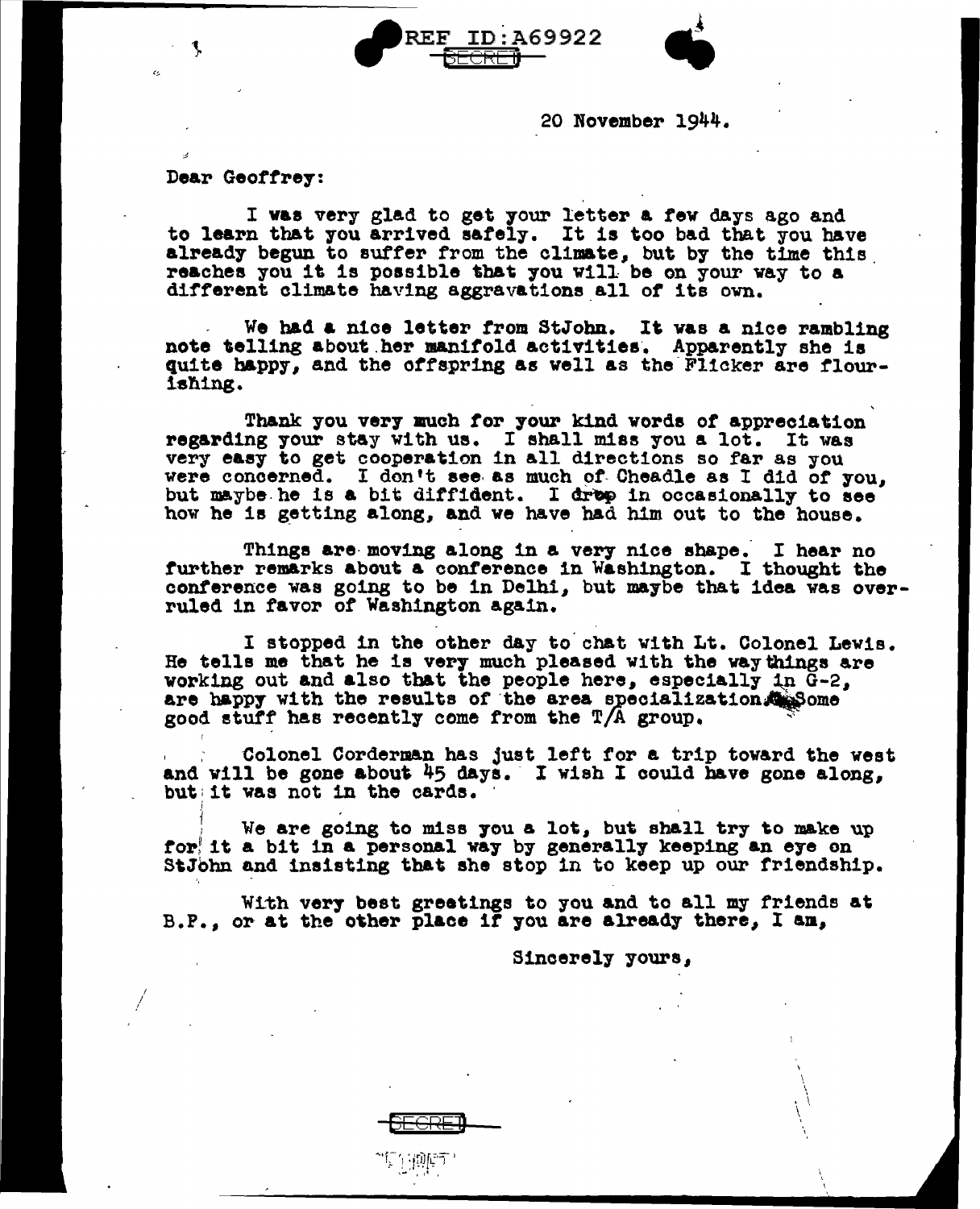20 November 1944.

Dear Geoffrey:

I was very glad to get your letter a few days ago and to learn that you arrived safely. It is too bad that you have already begun to suffer from the climate, but by the time this reaches you it is possible that you will be on your way to a different climate having aggravations all of its own.

We had a nice letter from StJohn. It was a nice rambling note telling about her manifold activities. Apparently she is quite happy, and the offspring as well as the Flicker are flourishing.

Thank you very much for your kind words of appreciation regarding your stay with us. I shall miss you a lot. It was very easy to get cooperation in all directions so far as you were concerned. I don't see as much of Cheadle as I did of you, but maybe he is a bit diffident. I drop in occasionally to see how he is getting along, and we have had him out to the house.

Things are moving along in a very nice shape. I hear no further remarks about a conference in Washington. I thought the conference was going to be in Delhi, but maybe that idea was overruled in favor of Washington again.

I stopped in the other day to chat with Lt. Colonel Lewis. He tells me that he is very much pleased with the way things are working out and also that the people here, especially in G-2, are happy with the results of the area specialization. Some good stuff has recently come from the T/A group.

Colonel Corderman has just left for a trip toward the west and will be gone about 45 days. I wish I could have gone along, but it was not in the cards.

We are going to miss you a lot, but shall try to make up for it a bit in a personal way by generally keeping an eye on StJohn and insisting that she stop in to keep up our friendship.

With very best greetings to you and to all my friends at B.P., or at the other place if you are already there, I am,

Sincerely yours,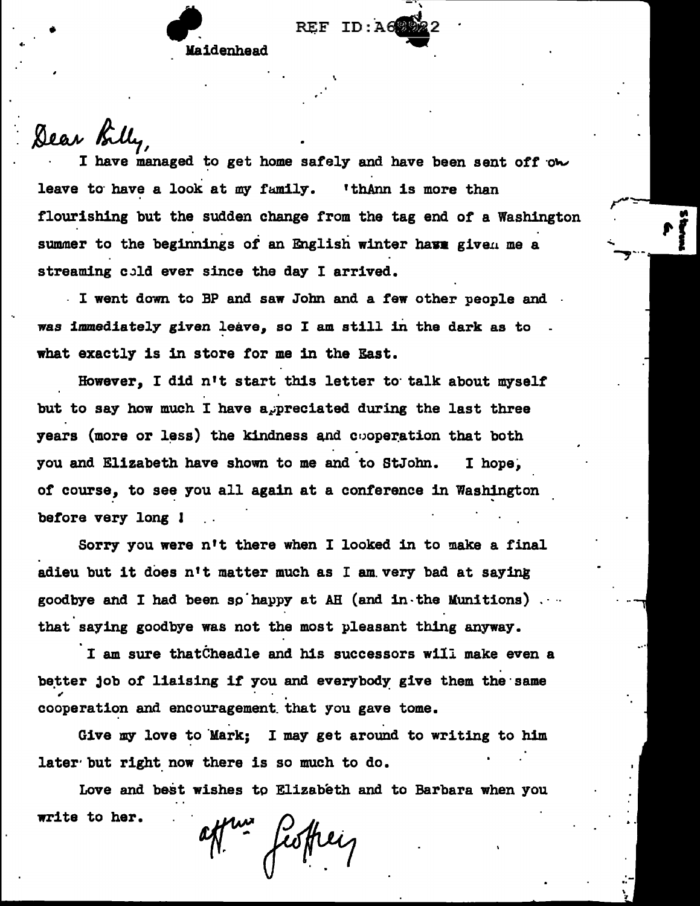REF ID:A6##2

Maidenhead

Dear Billy,

I have managed to get home safely and have been sent off on leave to have a look at my family. 'thAnn is more than flourishing but the sudden change from the tag end of a Washington summer to the beginnings of an English winter hasa given me a streaming cold ever since the day I arrived.

I went down to BP and saw John and a few other people and was immediately given leave, so I am still in the dark as to what exactly is in store for me in the East.

However, I did n't start this letter to talk about myself but to say how much I have appreciated during the last three years (more or less) the kindness and cooperation that both you and Elizabeth have shown to me and to StJohn. I hope, of course, to see you all again at a conference in Washington before very long !

Sorry you were n't there when I looked in to make a final adieu but it does n't matter much as I am very bad at saying goodbye and I had been so happy at AH (and in the Munitions) that saying goodbye was not the most pleasant thing anyway.

I am sure thatCheadle and his successors will make even a better job of liaising if you and everybody give them the same cooperation and encouragement that you gave tome.

Give my love to Mark; I may get around to writing to him later but right now there is so much to do.

Love and best wishes to Elizabeth and to Barbara when you write to her.

affte Geoffrey